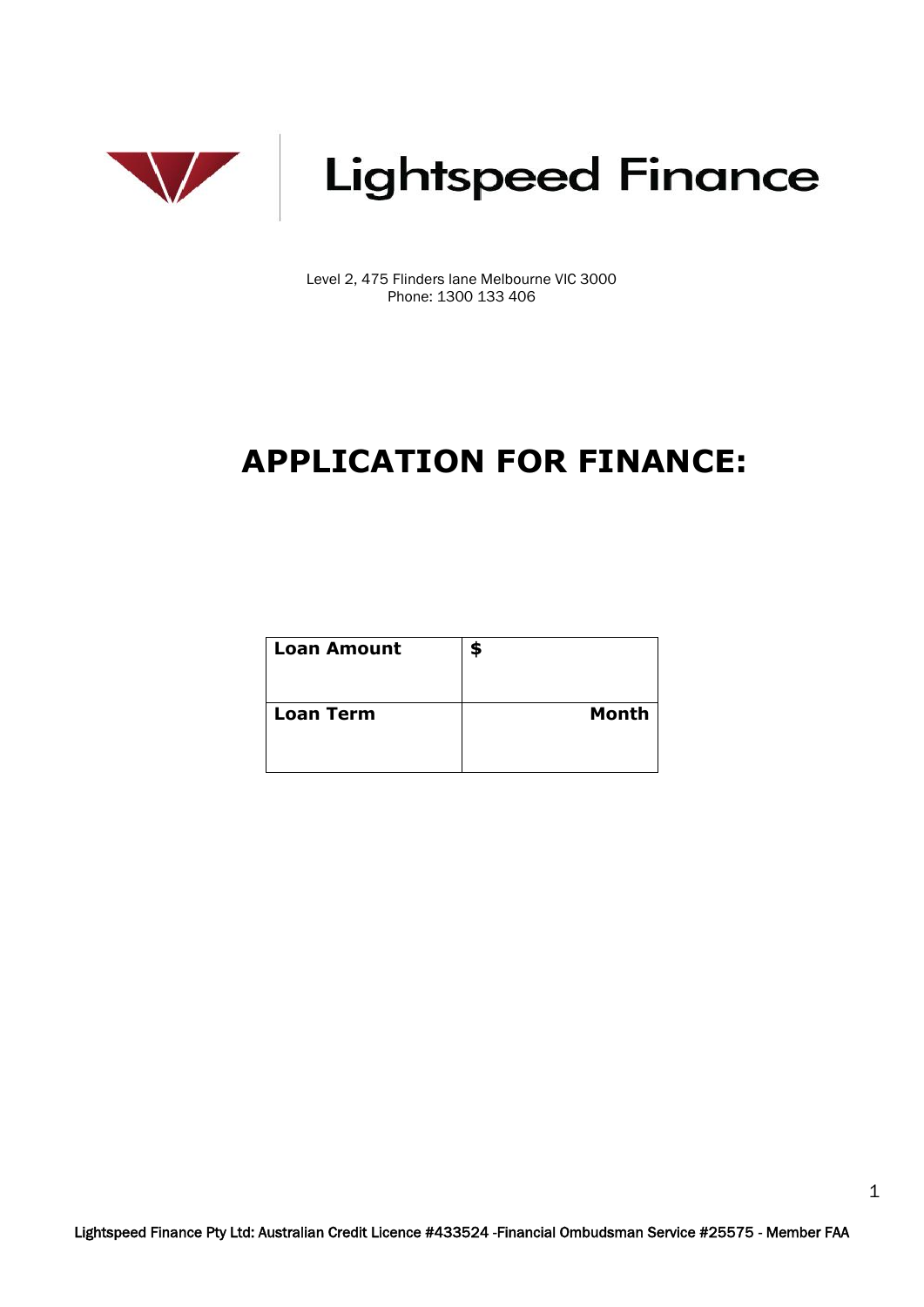# Lightspeed Finance

Level 2, 475 Flinders lane Melbourne VIC 3000
Phone: 1300 133 406

# APPLICATION FOR FINANCE:

| **Loan Amount** | **$** |
| --- | --- |
| **Loan Term** | **Month** |

Lightspeed Finance Pty Ltd: Australian Credit Licence #433524 -Financial Ombudsman Service #25575 - Member FAA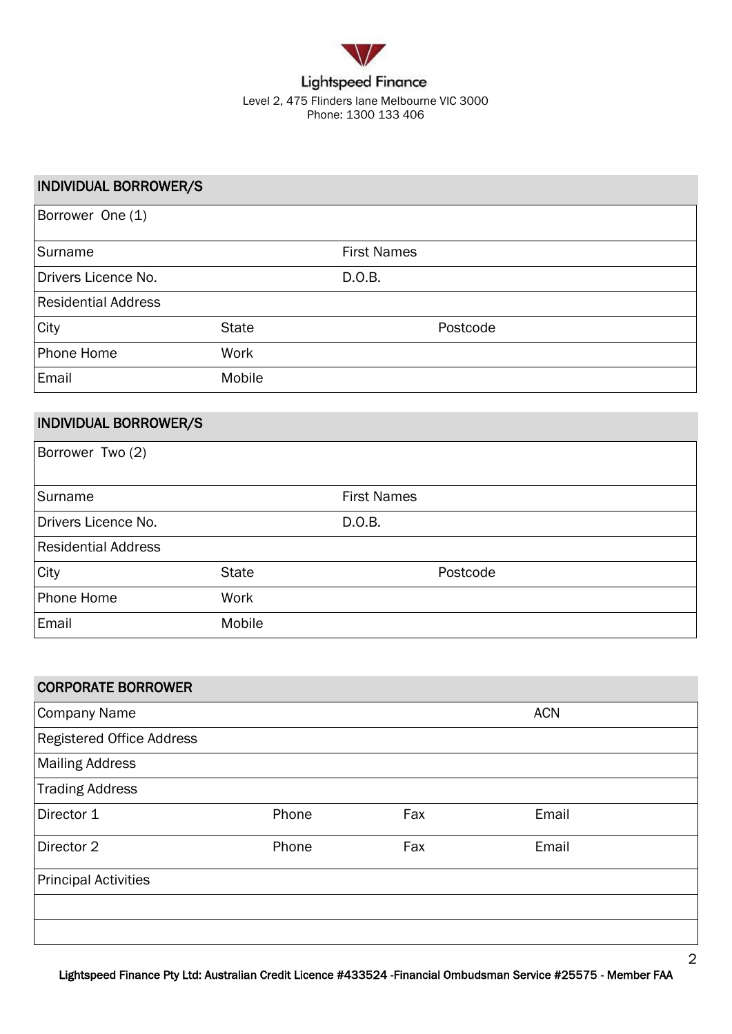Lightspeed Finance

Level 2, 475 Flinders lane Melbourne VIC 3000
Phone: 1300 133 406

## INDIVIDUAL BORROWER/S

| Borrower One (1) | | |
|---|---|---|
| Surname | | First Names |
| Drivers Licence No. | | D.O.B. |
| Residential Address | | |
| City | State | Postcode |
| Phone Home | Work | |
| Email | Mobile | |

## INDIVIDUAL BORROWER/S

| Borrower Two (2) | | |
|---|---|---|
| Surname | | First Names |
| Drivers Licence No. | | D.O.B. |
| Residential Address | | |
| City | State | Postcode |
| Phone Home | Work | |
| Email | Mobile | |

## CORPORATE BORROWER

| Company Name | | | ACN |
|---|---|---|---|
| Registered Office Address | | | |
| Mailing Address | | | |
| Trading Address | | | |
| Director 1 | Phone | Fax | Email |
| Director 2 | Phone | Fax | Email |
| Principal Activities | | | |
| | | | |
| | | | |

Lightspeed Finance Pty Ltd: Australian Credit Licence #433524 -Financial Ombudsman Service #25575 - Member FAA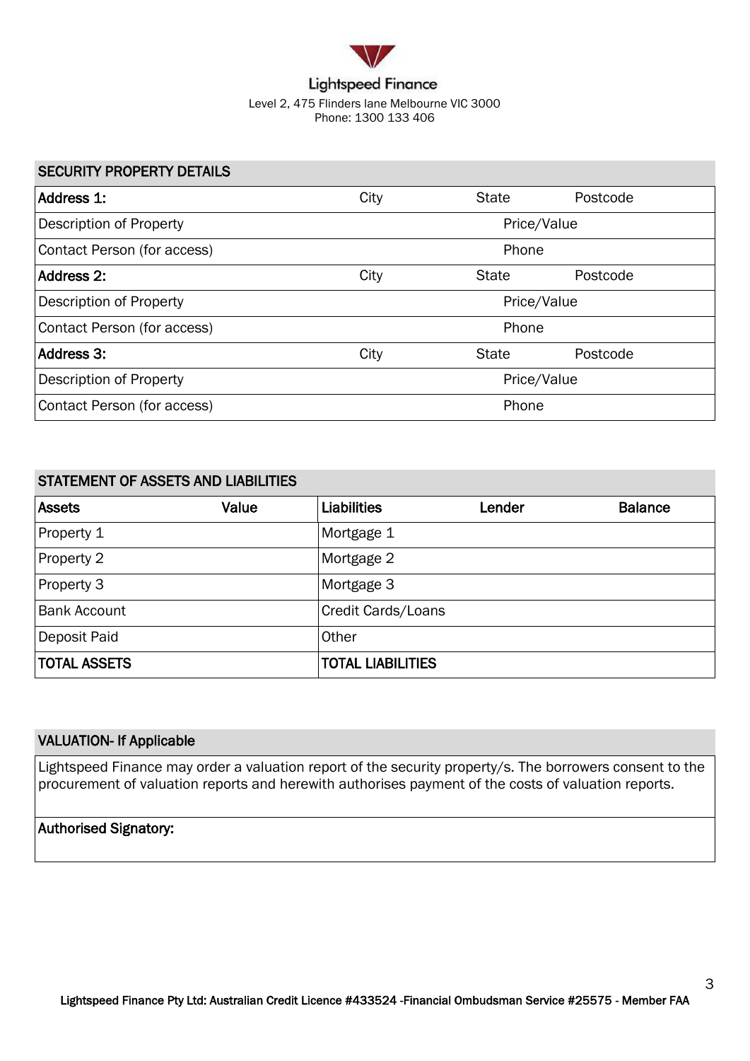Lightspeed Finance

Level 2, 475 Flinders lane Melbourne VIC 3000
Phone: 1300 133 406

| SECURITY PROPERTY DETAILS | | | |
|---|---|---|---|
| **Address 1:** | City | State | Postcode |
| Description of Property | | Price/Value | |
| Contact Person (for access) | | Phone | |
| **Address 2:** | City | State | Postcode |
| Description of Property | | Price/Value | |
| Contact Person (for access) | | Phone | |
| **Address 3:** | City | State | Postcode |
| Description of Property | | Price/Value | |
| Contact Person (for access) | | Phone | |

| STATEMENT OF ASSETS AND LIABILITIES | | | | |
|---|---|---|---|---|
| **Assets** | **Value** | **Liabilities** | **Lender** | **Balance** |
| Property 1 | | Mortgage 1 | | |
| Property 2 | | Mortgage 2 | | |
| Property 3 | | Mortgage 3 | | |
| Bank Account | | Credit Cards/Loans | | |
| Deposit Paid | | Other | | |
| **TOTAL ASSETS** | | **TOTAL LIABILITIES** | | |

| VALUATION- If Applicable |
|---|
| Lightspeed Finance may order a valuation report of the security property/s. The borrowers consent to the procurement of valuation reports and herewith authorises payment of the costs of valuation reports. |
| **Authorised Signatory:** |

**Lightspeed Finance Pty Ltd: Australian Credit Licence #433524 -Financial Ombudsman Service #25575 - Member FAA**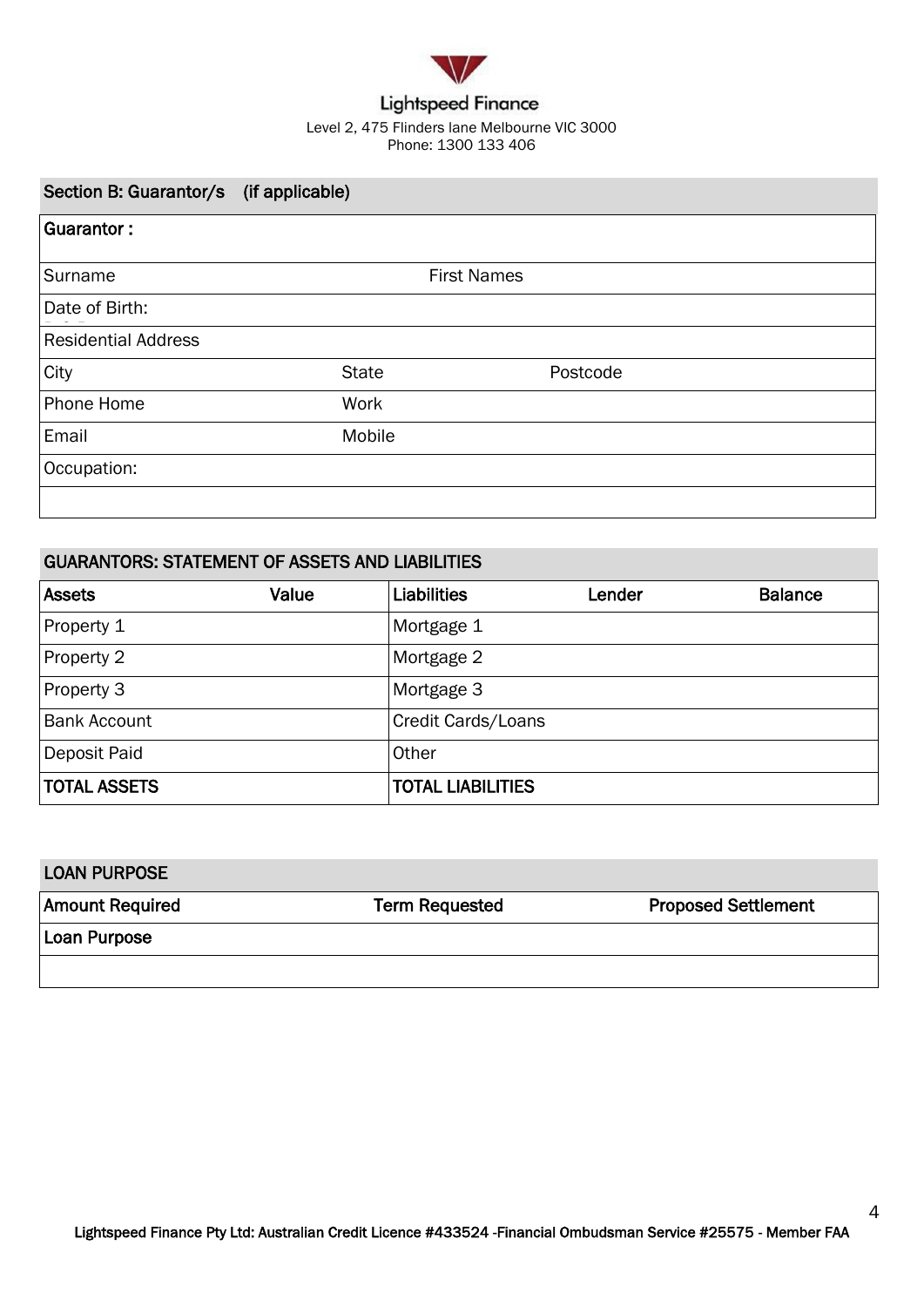Lightspeed Finance

Level 2, 475 Flinders lane Melbourne VIC 3000
Phone: 1300 133 406

## Section B: Guarantor/s (if applicable)

| Guarantor : | | |
|---|---|---|
| Surname | First Names | |
| Date of Birth: | | |
| Residential Address | | |
| City | State | Postcode |
| Phone Home | Work | |
| Email | Mobile | |
| Occupation: | | |
| | | |

## GUARANTORS: STATEMENT OF ASSETS AND LIABILITIES

| Assets | Value | Liabilities | Lender | Balance |
|---|---|---|---|---|
| Property 1 | | Mortgage 1 | | |
| Property 2 | | Mortgage 2 | | |
| Property 3 | | Mortgage 3 | | |
| Bank Account | | Credit Cards/Loans | | |
| Deposit Paid | | Other | | |
| **TOTAL ASSETS** | | **TOTAL LIABILITIES** | | |

## LOAN PURPOSE

| Amount Required | Term Requested | Proposed Settlement |
|---|---|---|
| **Loan Purpose** | | |
| | | |

Lightspeed Finance Pty Ltd: Australian Credit Licence #433524 -Financial Ombudsman Service #25575 - Member FAA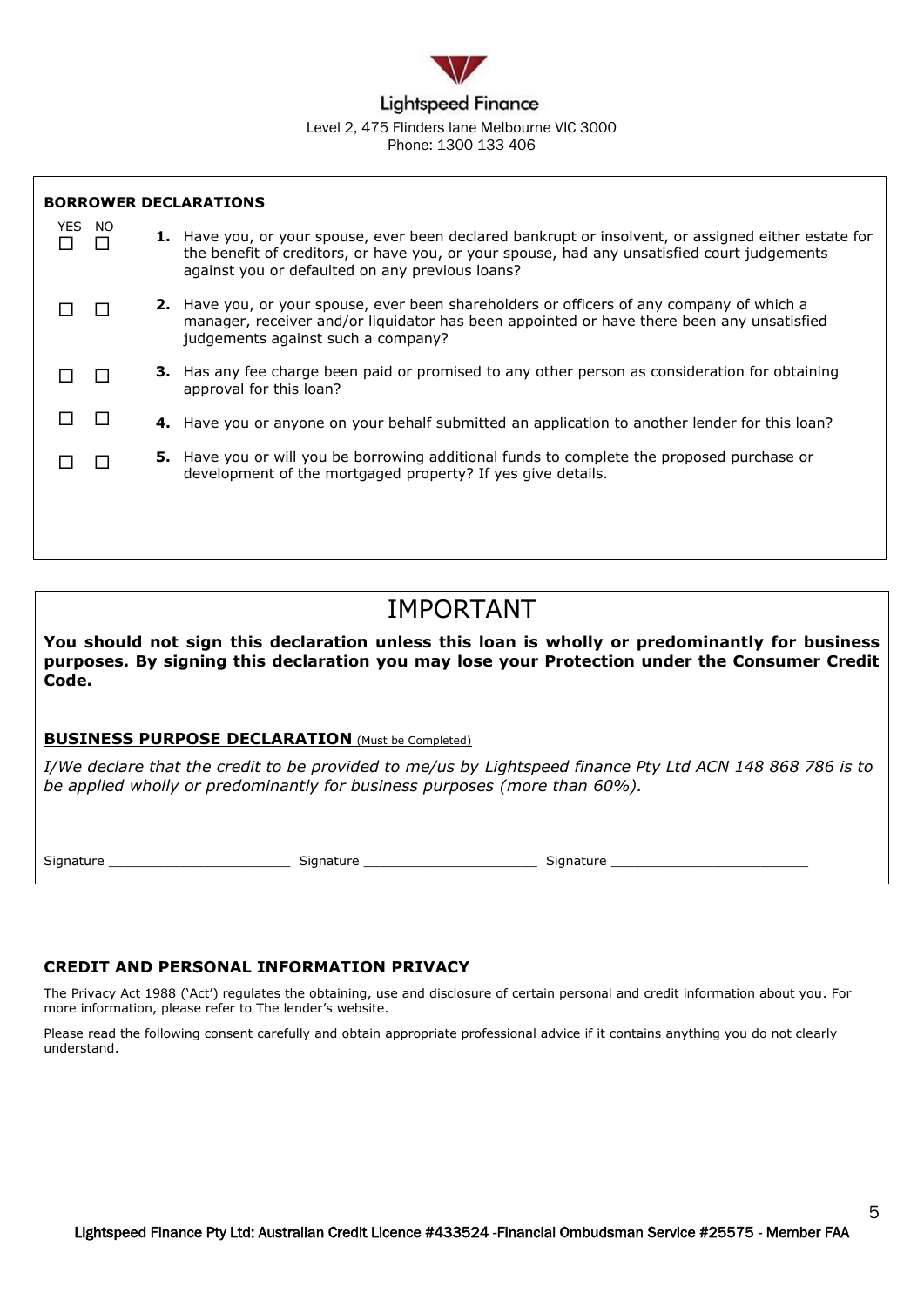Lightspeed Finance

Level 2, 475 Flinders lane Melbourne VIC 3000
Phone: 1300 133 406

## BORROWER DECLARATIONS

| YES | NO | |
|---|---|---|
| ☐ | ☐ | **1.** Have you, or your spouse, ever been declared bankrupt or insolvent, or assigned either estate for the benefit of creditors, or have you, or your spouse, had any unsatisfied court judgements against you or defaulted on any previous loans? |
| ☐ | ☐ | **2.** Have you, or your spouse, ever been shareholders or officers of any company of which a manager, receiver and/or liquidator has been appointed or have there been any unsatisfied judgements against such a company? |
| ☐ | ☐ | **3.** Has any fee charge been paid or promised to any other person as consideration for obtaining approval for this loan? |
| ☐ | ☐ | **4.** Have you or anyone on your behalf submitted an application to another lender for this loan? |
| ☐ | ☐ | **5.** Have you or will you be borrowing additional funds to complete the proposed purchase or development of the mortgaged property? If yes give details. |

## IMPORTANT

**You should not sign this declaration unless this loan is wholly or predominantly for business purposes. By signing this declaration you may lose your Protection under the Consumer Credit Code.**

**BUSINESS PURPOSE DECLARATION** (Must be Completed)

*I/We declare that the credit to be provided to me/us by Lightspeed finance Pty Ltd ACN 148 868 786 is to be applied wholly or predominantly for business purposes (more than 60%).*

Signature ______________________ Signature ______________________ Signature ________________________

## CREDIT AND PERSONAL INFORMATION PRIVACY

The Privacy Act 1988 ('Act') regulates the obtaining, use and disclosure of certain personal and credit information about you. For more information, please refer to The lender's website.

Please read the following consent carefully and obtain appropriate professional advice if it contains anything you do not clearly understand.

Lightspeed Finance Pty Ltd: Australian Credit Licence #433524 -Financial Ombudsman Service #25575 - Member FAA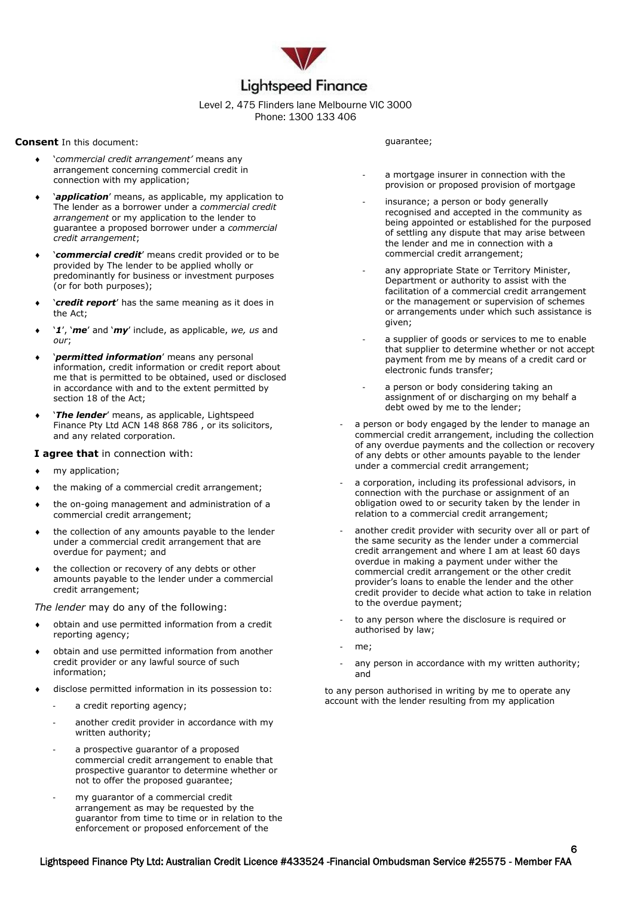# Lightspeed Finance

Level 2, 475 Flinders lane Melbourne VIC 3000
Phone: 1300 133 406

**Consent** In this document:

- '*commercial credit arrangement'* means any arrangement concerning commercial credit in connection with my application;
- '***application***' means, as applicable, my application to The lender as a borrower under a *commercial credit arrangement* or my application to the lender to guarantee a proposed borrower under a *commercial credit arrangement*;
- '***commercial credit***' means credit provided or to be provided by The lender to be applied wholly or predominantly for business or investment purposes (or for both purposes);
- '***credit report***' has the same meaning as it does in the Act;
- '***I***', '***me***' and '***my***' include, as applicable, *we, us* and *our*;
- '***permitted information***' means any personal information, credit information or credit report about me that is permitted to be obtained, used or disclosed in accordance with and to the extent permitted by section 18 of the Act;
- '***The lender***' means, as applicable, Lightspeed Finance Pty Ltd ACN 148 868 786 , or its solicitors, and any related corporation.

**I agree that** in connection with:

- my application;
- the making of a commercial credit arrangement;
- the on-going management and administration of a commercial credit arrangement;
- the collection of any amounts payable to the lender under a commercial credit arrangement that are overdue for payment; and
- the collection or recovery of any debts or other amounts payable to the lender under a commercial credit arrangement;

*The lender* may do any of the following:

- obtain and use permitted information from a credit reporting agency;
- obtain and use permitted information from another credit provider or any lawful source of such information;
- disclose permitted information in its possession to:
  - a credit reporting agency;
  - another credit provider in accordance with my written authority;
  - a prospective guarantor of a proposed commercial credit arrangement to enable that prospective guarantor to determine whether or not to offer the proposed guarantee;
  - my guarantor of a commercial credit arrangement as may be requested by the guarantor from time to time or in relation to the enforcement or proposed enforcement of the guarantee;
  - a mortgage insurer in connection with the provision or proposed provision of mortgage
  - insurance; a person or body generally recognised and accepted in the community as being appointed or established for the purposed of settling any dispute that may arise between the lender and me in connection with a commercial credit arrangement;
  - any appropriate State or Territory Minister, Department or authority to assist with the facilitation of a commercial credit arrangement or the management or supervision of schemes or arrangements under which such assistance is given;
  - a supplier of goods or services to me to enable that supplier to determine whether or not accept payment from me by means of a credit card or electronic funds transfer;
  - a person or body considering taking an assignment of or discharging on my behalf a debt owed by me to the lender;
  - a person or body engaged by the lender to manage an commercial credit arrangement, including the collection of any overdue payments and the collection or recovery of any debts or other amounts payable to the lender under a commercial credit arrangement;
  - a corporation, including its professional advisors, in connection with the purchase or assignment of an obligation owed to or security taken by the lender in relation to a commercial credit arrangement;
  - another credit provider with security over all or part of the same security as the lender under a commercial credit arrangement and where I am at least 60 days overdue in making a payment under wither the commercial credit arrangement or the other credit provider's loans to enable the lender and the other credit provider to decide what action to take in relation to the overdue payment;
  - to any person where the disclosure is required or authorised by law;
  - me;
  - any person in accordance with my written authority; and

to any person authorised in writing by me to operate any account with the lender resulting from my application

Lightspeed Finance Pty Ltd: Australian Credit Licence #433524 -Financial Ombudsman Service #25575 - Member FAA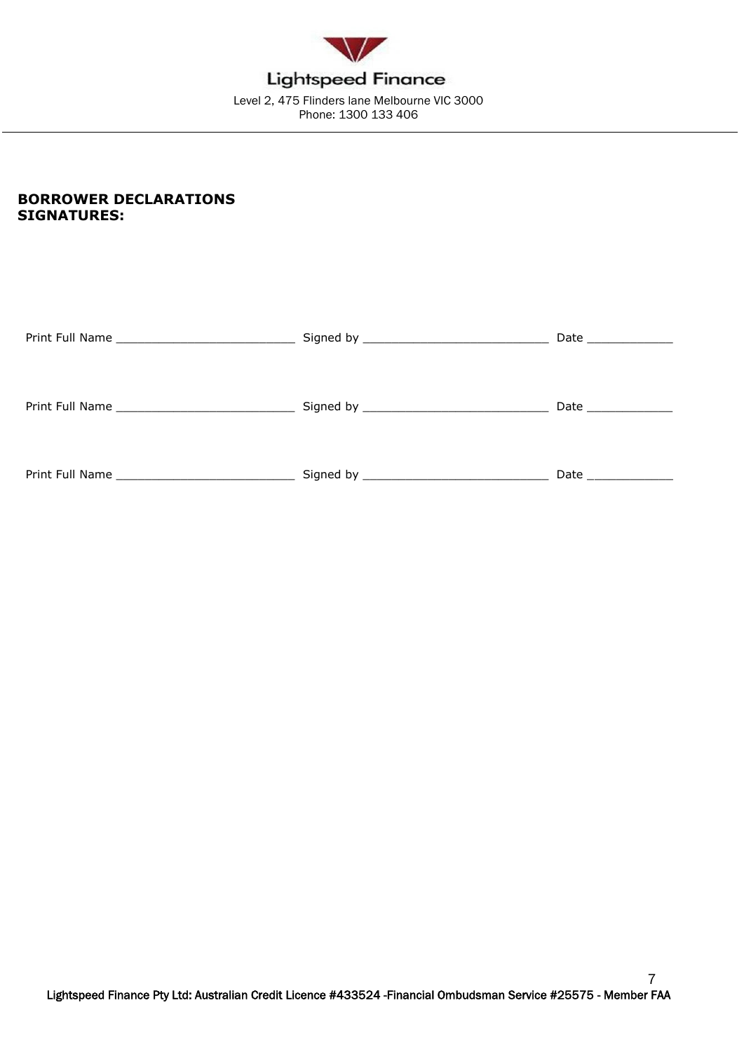**BORROWER DECLARATIONS SIGNATURES:**

Print Full Name ________________________ Signed by _________________________ Date ___________

Print Full Name ________________________ Signed by _________________________ Date ___________

Print Full Name ________________________ Signed by _________________________ Date ___________